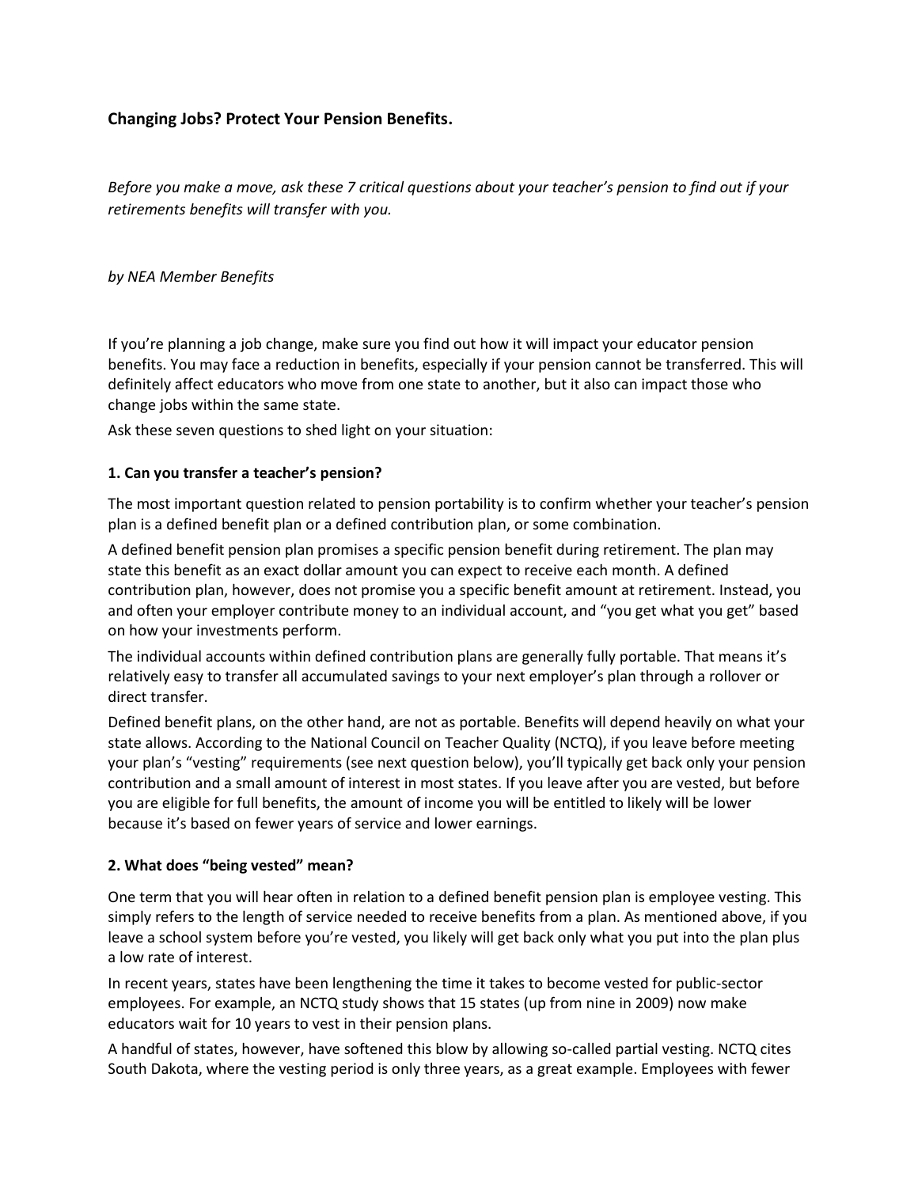## Changing Jobs? Protect Your Pension Benefits.

*Before you make a move, ask these 7 critical questions about your teacher's pension to find out if your retirements benefits will transfer with you.*

*by NEA Member Benefits*

If you're planning a job change, make sure you find out how it will impact your educator pension benefits. You may face a reduction in benefits, especially if your pension cannot be transferred. This will definitely affect educators who move from one state to another, but it also can impact those who change jobs within the same state.

Ask these seven questions to shed light on your situation:

### 1. Can you transfer a teacher's pension?

The most important question related to pension portability is to confirm whether your teacher's pension plan is a defined benefit plan or a defined contribution plan, or some combination.

A defined benefit pension plan promises a specific pension benefit during retirement. The plan may state this benefit as an exact dollar amount you can expect to receive each month. A defined contribution plan, however, does not promise you a specific benefit amount at retirement. Instead, you and often your employer contribute money to an individual account, and "you get what you get" based on how your investments perform.

The individual accounts within defined contribution plans are generally fully portable. That means it's relatively easy to transfer all accumulated savings to your next employer's plan through a rollover or direct transfer.

Defined benefit plans, on the other hand, are not as portable. Benefits will depend heavily on what your state allows. According to the National Council on Teacher Quality (NCTQ), if you leave before meeting your plan's "vesting" requirements (see next question below), you'll typically get back only your pension contribution and a small amount of interest in most states. If you leave after you are vested, but before you are eligible for full benefits, the amount of income you will be entitled to likely will be lower because it's based on fewer years of service and lower earnings.

### 2. What does "being vested" mean?

One term that you will hear often in relation to a defined benefit pension plan is employee vesting. This simply refers to the length of service needed to receive benefits from a plan. As mentioned above, if you leave a school system before you're vested, you likely will get back only what you put into the plan plus a low rate of interest.

In recent years, states have been lengthening the time it takes to become vested for public-sector employees. For example, an NCTQ study shows that 15 states (up from nine in 2009) now make educators wait for 10 years to vest in their pension plans.

A handful of states, however, have softened this blow by allowing so-called partial vesting. NCTQ cites South Dakota, where the vesting period is only three years, as a great example. Employees with fewer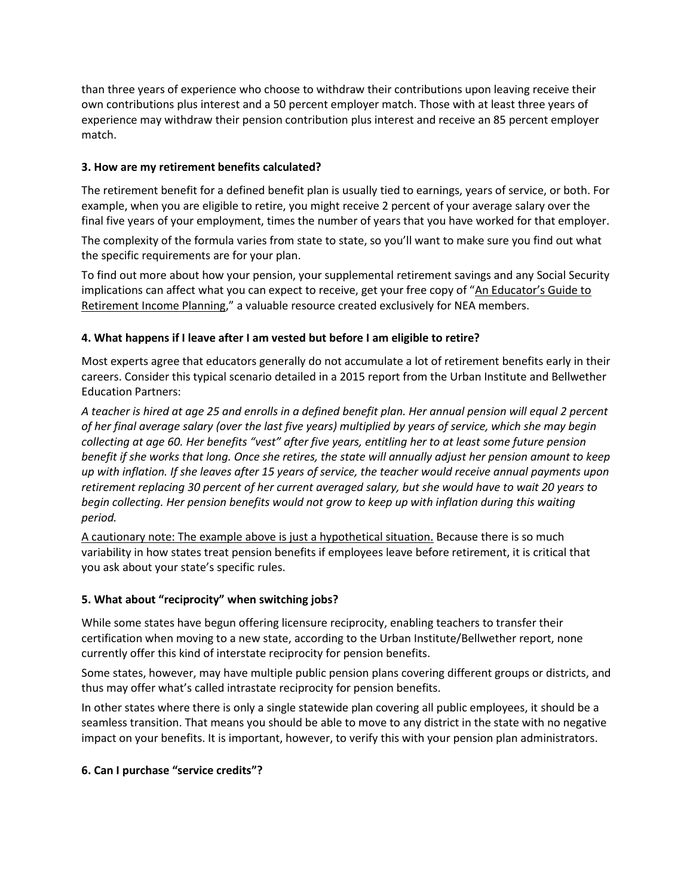than three years of experience who choose to withdraw their contributions upon leaving receive their own contributions plus interest and a 50 percent employer match. Those with at least three years of experience may withdraw their pension contribution plus interest and receive an 85 percent employer match.

**3. How are my retirement benefits calculated?**

The retirement benefit for a defined benefit plan is usually tied to earnings, years of service, or both. For example, when you are eligible to retire, you might receive 2 percent of your average salary over the final five years of your employment, times the number of years that you have worked for that employer.

The complexity of the formula varies from state to state, so you'll want to make sure you find out what the specific requirements are for your plan.

To find out more about how your pension, your supplemental retirement savings and any Social Security implications can affect what you can expect to receive, get your free copy of "An Educator's Guide to Retirement Income Planning," a valuable resource created exclusively for NEA members.

**4. What happens if I leave after I am vested but before I am eligible to retire?**

Most experts agree that educators generally do not accumulate a lot of retirement benefits early in their careers. Consider this typical scenario detailed in a 2015 report from the Urban Institute and Bellwether Education Partners:

*A teacher is hired at age 25 and enrolls in a defined benefit plan. Her annual pension will equal 2 percent of her final average salary (over the last five years) multiplied by years of service, which she may begin collecting at age 60. Her benefits "vest" after five years, entitling her to at least some future pension benefit if she works that long. Once she retires, the state will annually adjust her pension amount to keep up with inflation. If she leaves after 15 years of service, the teacher would receive annual payments upon retirement replacing 30 percent of her current averaged salary, but she would have to wait 20 years to begin collecting. Her pension benefits would not grow to keep up with inflation during this waiting period.*

A cautionary note: The example above is just a hypothetical situation. Because there is so much variability in how states treat pension benefits if employees leave before retirement, it is critical that you ask about your state's specific rules.

**5. What about "reciprocity" when switching jobs?**

While some states have begun offering licensure reciprocity, enabling teachers to transfer their certification when moving to a new state, according to the Urban Institute/Bellwether report, none currently offer this kind of interstate reciprocity for pension benefits.

Some states, however, may have multiple public pension plans covering different groups or districts, and thus may offer what's called intrastate reciprocity for pension benefits.

In other states where there is only a single statewide plan covering all public employees, it should be a seamless transition. That means you should be able to move to any district in the state with no negative impact on your benefits. It is important, however, to verify this with your pension plan administrators.

**6. Can I purchase "service credits"?**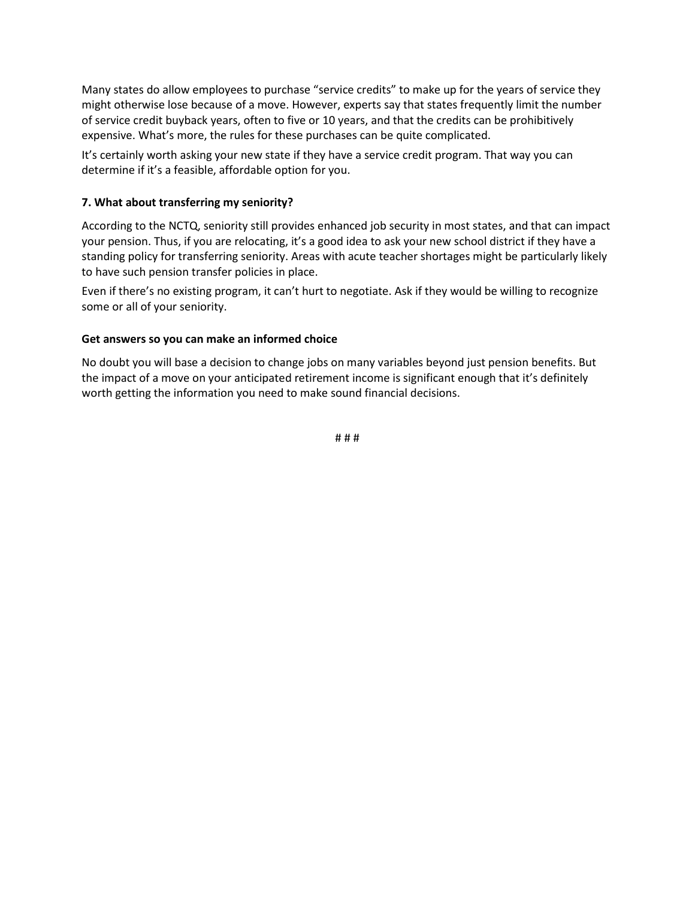Many states do allow employees to purchase "service credits" to make up for the years of service they might otherwise lose because of a move. However, experts say that states frequently limit the number of service credit buyback years, often to five or 10 years, and that the credits can be prohibitively expensive. What's more, the rules for these purchases can be quite complicated.

It's certainly worth asking your new state if they have a service credit program. That way you can determine if it's a feasible, affordable option for you.

**7. What about transferring my seniority?**

According to the NCTQ, seniority still provides enhanced job security in most states, and that can impact your pension. Thus, if you are relocating, it's a good idea to ask your new school district if they have a standing policy for transferring seniority. Areas with acute teacher shortages might be particularly likely to have such pension transfer policies in place.

Even if there's no existing program, it can't hurt to negotiate. Ask if they would be willing to recognize some or all of your seniority.

**Get answers so you can make an informed choice**

No doubt you will base a decision to change jobs on many variables beyond just pension benefits. But the impact of a move on your anticipated retirement income is significant enough that it's definitely worth getting the information you need to make sound financial decisions.

# # #